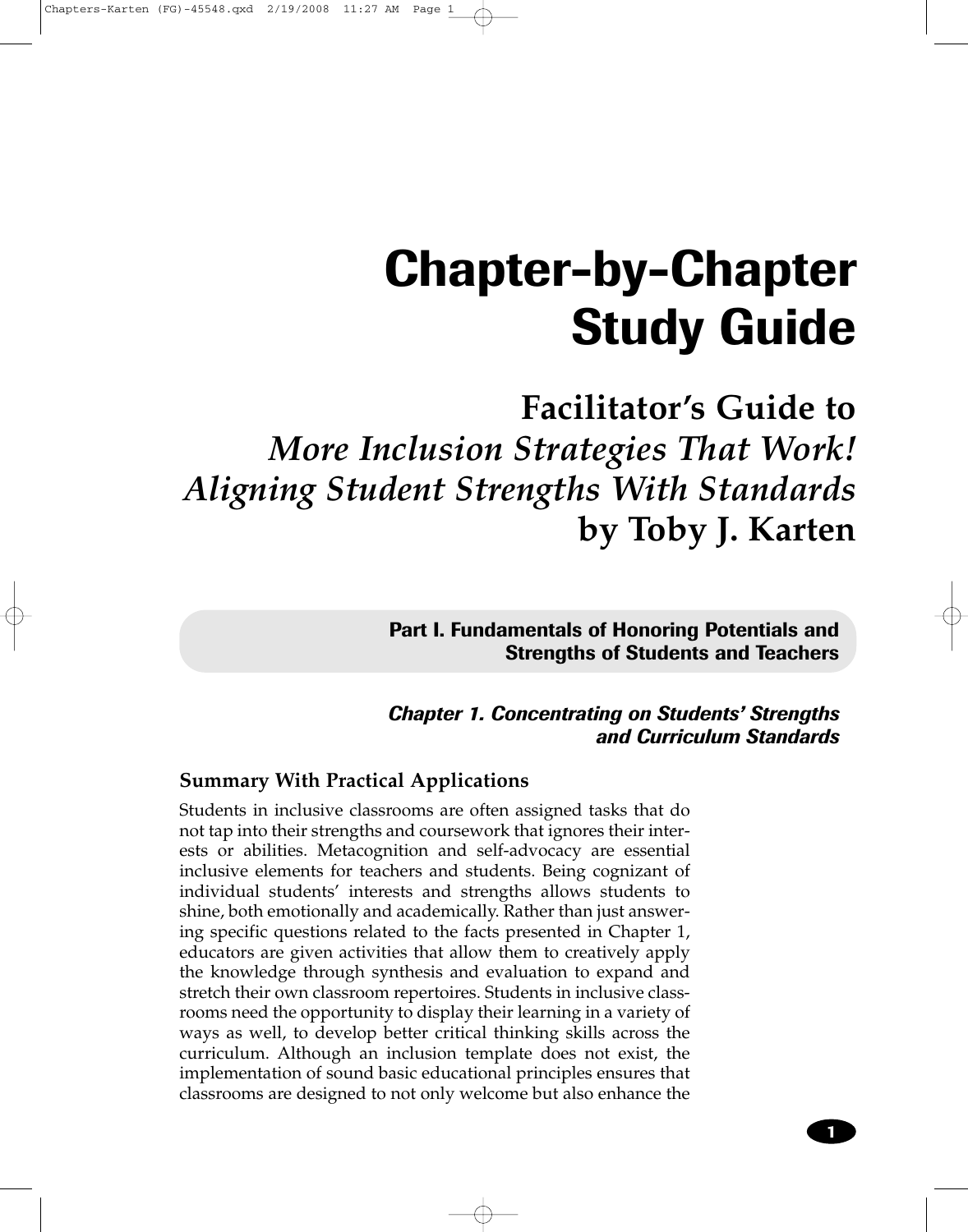# Chapter-by-Chapter Study Guide

## Facilitator's Guide to *More Inclusion Strategies That Work! Aligning Student Strengths With Standards* by Toby J. Karten

## Part I. Fundamentals of Honoring Potentials and Strengths of Students and Teachers

### *Chapter 1. Concentrating on Students' Strengths and Curriculum Standards*

#### Summary With Practical Applications

Students in inclusive classrooms are often assigned tasks that do not tap into their strengths and coursework that ignores their interests or abilities. Metacognition and self-advocacy are essential inclusive elements for teachers and students. Being cognizant of individual students' interests and strengths allows students to shine, both emotionally and academically. Rather than just answering specific questions related to the facts presented in Chapter 1, educators are given activities that allow them to creatively apply the knowledge through synthesis and evaluation to expand and stretch their own classroom repertoires. Students in inclusive classrooms need the opportunity to display their learning in a variety of ways as well, to develop better critical thinking skills across the curriculum. Although an inclusion template does not exist, the implementation of sound basic educational principles ensures that classrooms are designed to not only welcome but also enhance the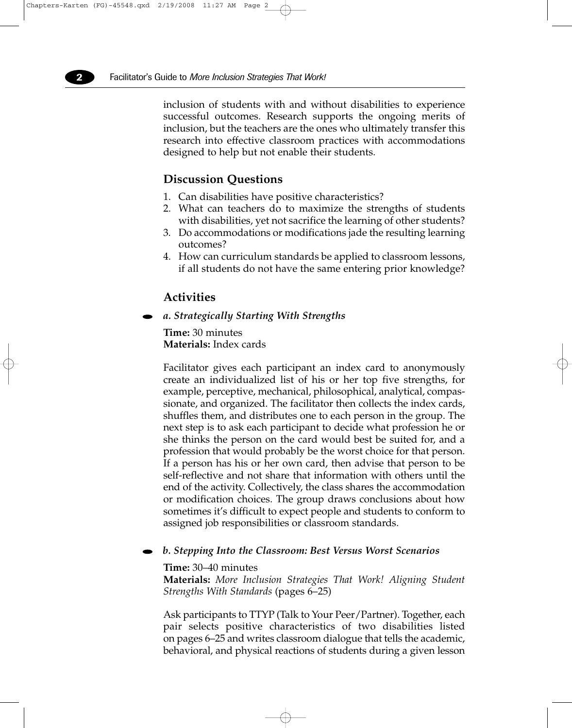inclusion of students with and without disabilities to experience successful outcomes. Research supports the ongoing merits of inclusion, but the teachers are the ones who ultimately transfer this research into effective classroom practices with accommodations designed to help but not enable their students.

## Discussion Questions

1. Can disabilities have positive characteristics?
2. What can teachers do to maximize the strengths of students with disabilities, yet not sacrifice the learning of other students?
3. Do accommodations or modifications jade the resulting learning outcomes?
4. How can curriculum standards be applied to classroom lessons, if all students do not have the same entering prior knowledge?

## Activities

### *a. Strategically Starting With Strengths*

**Time:** 30 minutes
**Materials:** Index cards

Facilitator gives each participant an index card to anonymously create an individualized list of his or her top five strengths, for example, perceptive, mechanical, philosophical, analytical, compassionate, and organized. The facilitator then collects the index cards, shuffles them, and distributes one to each person in the group. The next step is to ask each participant to decide what profession he or she thinks the person on the card would best be suited for, and a profession that would probably be the worst choice for that person. If a person has his or her own card, then advise that person to be self-reflective and not share that information with others until the end of the activity. Collectively, the class shares the accommodation or modification choices. The group draws conclusions about how sometimes it's difficult to expect people and students to conform to assigned job responsibilities or classroom standards.

### *b. Stepping Into the Classroom: Best Versus Worst Scenarios*

**Time:** 30–40 minutes
**Materials:** *More Inclusion Strategies That Work! Aligning Student Strengths With Standards* (pages 6–25)

Ask participants to TTYP (Talk to Your Peer/Partner). Together, each pair selects positive characteristics of two disabilities listed on pages 6–25 and writes classroom dialogue that tells the academic, behavioral, and physical reactions of students during a given lesson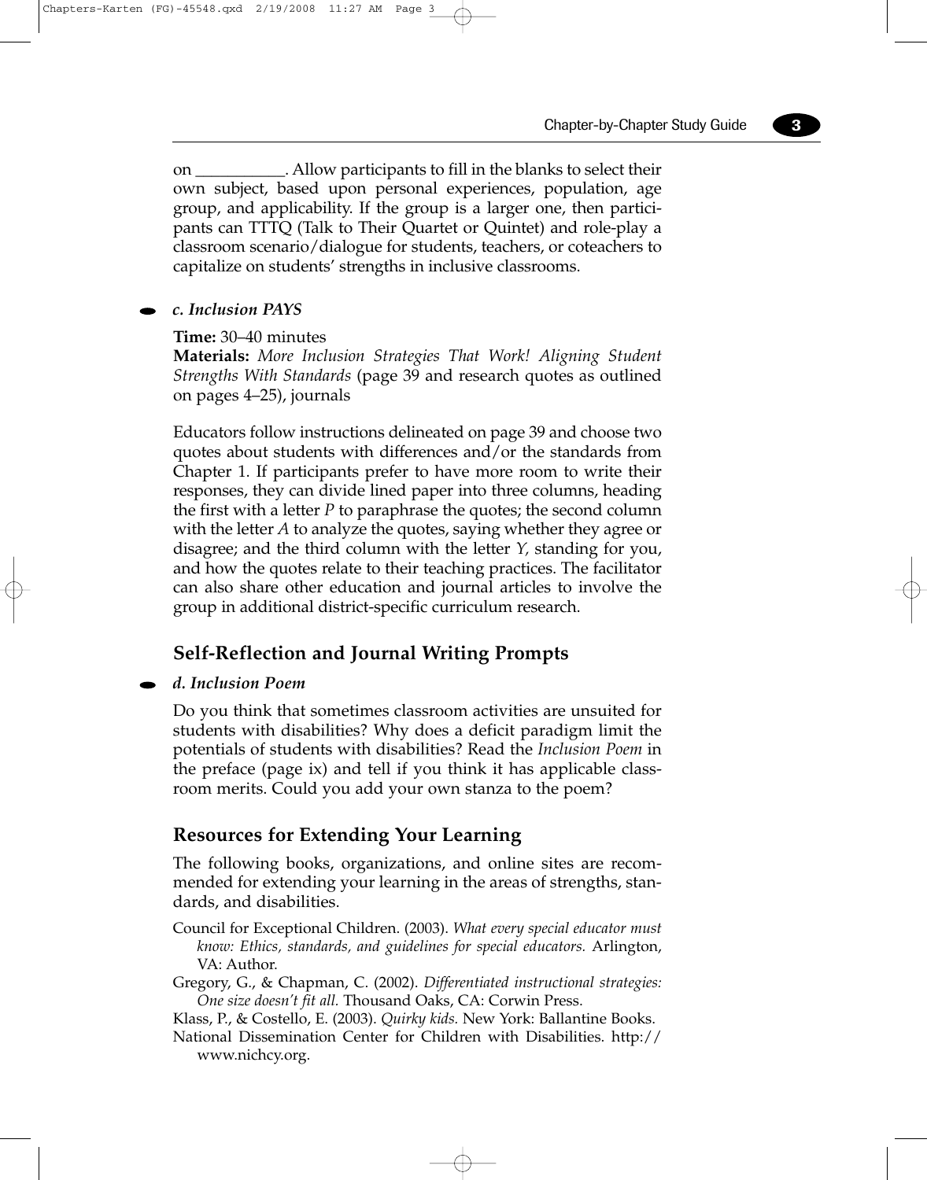on __________. Allow participants to fill in the blanks to select their own subject, based upon personal experiences, population, age group, and applicability. If the group is a larger one, then participants can TTTQ (Talk to Their Quartet or Quintet) and role-play a classroom scenario/dialogue for students, teachers, or coteachers to capitalize on students' strengths in inclusive classrooms.

### *c. Inclusion PAYS*

**Time:** 30–40 minutes
**Materials:** *More Inclusion Strategies That Work! Aligning Student Strengths With Standards* (page 39 and research quotes as outlined on pages 4–25), journals

Educators follow instructions delineated on page 39 and choose two quotes about students with differences and/or the standards from Chapter 1. If participants prefer to have more room to write their responses, they can divide lined paper into three columns, heading the first with a letter *P* to paraphrase the quotes; the second column with the letter *A* to analyze the quotes, saying whether they agree or disagree; and the third column with the letter *Y,* standing for you, and how the quotes relate to their teaching practices. The facilitator can also share other education and journal articles to involve the group in additional district-specific curriculum research.

## Self-Reflection and Journal Writing Prompts

### *d. Inclusion Poem*

Do you think that sometimes classroom activities are unsuited for students with disabilities? Why does a deficit paradigm limit the potentials of students with disabilities? Read the *Inclusion Poem* in the preface (page ix) and tell if you think it has applicable classroom merits. Could you add your own stanza to the poem?

## Resources for Extending Your Learning

The following books, organizations, and online sites are recommended for extending your learning in the areas of strengths, standards, and disabilities.

Council for Exceptional Children. (2003). *What every special educator must know: Ethics, standards, and guidelines for special educators.* Arlington, VA: Author.

Gregory, G., & Chapman, C. (2002). *Differentiated instructional strategies: One size doesn't fit all.* Thousand Oaks, CA: Corwin Press.

Klass, P., & Costello, E. (2003). *Quirky kids.* New York: Ballantine Books.

National Dissemination Center for Children with Disabilities. http://www.nichcy.org.